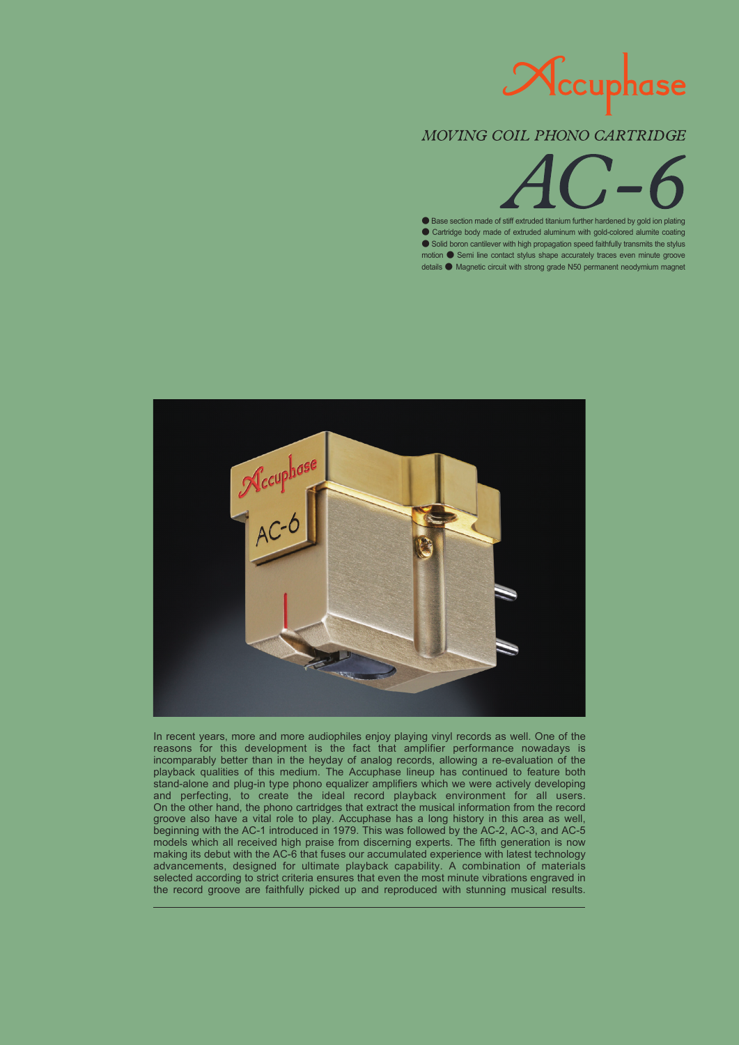# Accuphase

## *MOVING COIL PHONO CARTRIDGE*

# *AC-6*

● Base section made of stiff extruded titanium further hardened by gold ion plating ● Cartridge body made of extruded aluminum with gold-colored alumite coating ● Solid boron cantilever with high propagation speed faithfully transmits the stylus motion ● Semi line contact stylus shape accurately traces even minute groove details ● Magnetic circuit with strong grade N50 permanent neodymium magnet

In recent years, more and more audiophiles enjoy playing vinyl records as well. One of the reasons for this development is the fact that amplifier performance nowadays is incomparably better than in the heyday of analog records, allowing a re-evaluation of the playback qualities of this medium. The Accuphase lineup has continued to feature both stand-alone and plug-in type phono equalizer amplifiers which we were actively developing and perfecting, to create the ideal record playback environment for all users. On the other hand, the phono cartridges that extract the musical information from the record groove also have a vital role to play. Accuphase has a long history in this area as well, beginning with the AC-1 introduced in 1979. This was followed by the AC-2, AC-3, and AC-5 models which all received high praise from discerning experts. The fifth generation is now making its debut with the AC-6 that fuses our accumulated experience with latest technology advancements, designed for ultimate playback capability. A combination of materials selected according to strict criteria ensures that even the most minute vibrations engraved in the record groove are faithfully picked up and reproduced with stunning musical results.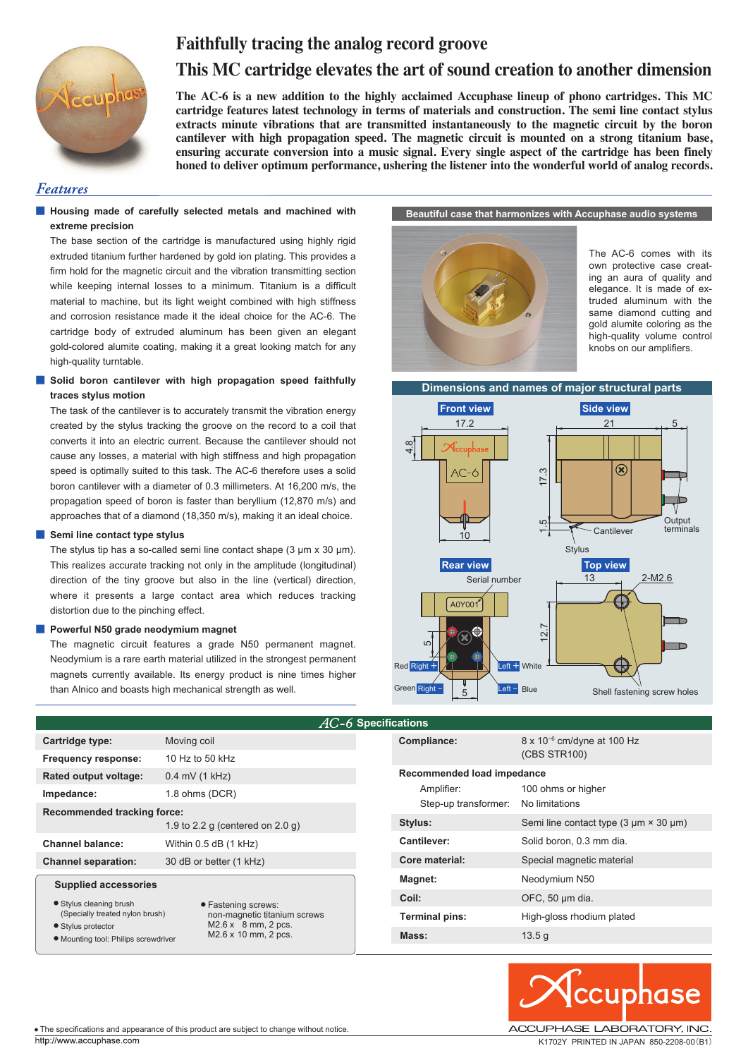# Faithfully tracing the analog record groove

## This MC cartridge elevates the art of sound creation to another dimension

**The AC-6 is a new addition to the highly acclaimed Accuphase lineup of phono cartridges. This MC cartridge features latest technology in terms of materials and construction. The semi line contact stylus extracts minute vibrations that are transmitted instantaneously to the magnetic circuit by the boron cantilever with high propagation speed. The magnetic circuit is mounted on a strong titanium base, ensuring accurate conversion into a music signal. Every single aspect of the cartridge has been finely honed to deliver optimum performance, ushering the listener into the wonderful world of analog records.**

## *Features*

### Housing made of carefully selected metals and machined with extreme precision

The base section of the cartridge is manufactured using highly rigid extruded titanium further hardened by gold ion plating. This provides a firm hold for the magnetic circuit and the vibration transmitting section while keeping internal losses to a minimum. Titanium is a difficult material to machine, but its light weight combined with high stiffness and corrosion resistance made it the ideal choice for the AC-6. The cartridge body of extruded aluminum has been given an elegant gold-colored alumite coating, making it a great looking match for any high-quality turntable.

### Solid boron cantilever with high propagation speed faithfully traces stylus motion

The task of the cantilever is to accurately transmit the vibration energy created by the stylus tracking the groove on the record to a coil that converts it into an electric current. Because the cantilever should not cause any losses, a material with high stiffness and high propagation speed is optimally suited to this task. The AC-6 therefore uses a solid boron cantilever with a diameter of 0.3 millimeters. At 16,200 m/s, the propagation speed of boron is faster than beryllium (12,870 m/s) and approaches that of a diamond (18,350 m/s), making it an ideal choice.

### Semi line contact type stylus

The stylus tip has a so-called semi line contact shape (3 µm x 30 µm). This realizes accurate tracking not only in the amplitude (longitudinal) direction of the tiny groove but also in the line (vertical) direction, where it presents a large contact area which reduces tracking distortion due to the pinching effect.

### Powerful N50 grade neodymium magnet

The magnetic circuit features a grade N50 permanent magnet. Neodymium is a rare earth material utilized in the strongest permanent magnets currently available. Its energy product is nine times higher than Alnico and boasts high mechanical strength as well.

### Beautiful case that harmonizes with Accuphase audio systems

The AC-6 comes with its own protective case creating an aura of quality and elegance. It is made of extruded aluminum with the same diamond cutting and gold alumite coloring as the high-quality volume control knobs on our amplifiers.

### Dimensions and names of major structural parts

Front view
17.2
4.8
AC-6
10

Side view
21
5
17.3
1.5
Cantilever
Stylus
Output terminals

Rear view
Serial number
A0Y001
5
5
Red Right +
Green Right −
Left + White
Left − Blue

Top view
13
2-M2.6
12.7
Shell fastening screw holes

## *AC-6* Specifications

| | |
|---|---|
| **Cartridge type:** | Moving coil |
| **Frequency response:** | 10 Hz to 50 kHz |
| **Rated output voltage:** | 0.4 mV (1 kHz) |
| **Impedance:** | 1.8 ohms (DCR) |
| **Recommended tracking force:** | 1.9 to 2.2 g (centered on 2.0 g) |
| **Channel balance:** | Within 0.5 dB (1 kHz) |
| **Channel separation:** | 30 dB or better (1 kHz) |
| **Compliance:** | 8 x $10^{-6}$ cm/dyne at 100 Hz (CBS STR100) |
| **Recommended load impedance** | |
| Amplifier: | 100 ohms or higher |
| Step-up transformer: | No limitations |
| **Stylus:** | Semi line contact type (3 µm × 30 µm) |
| **Cantilever:** | Solid boron, 0.3 mm dia. |
| **Core material:** | Special magnetic material |
| **Magnet:** | Neodymium N50 |
| **Coil:** | OFC, 50 µm dia. |
| **Terminal pins:** | High-gloss rhodium plated |
| **Mass:** | 13.5 g |

**Supplied accessories**

- Stylus cleaning brush (Specially treated nylon brush)
- Stylus protector
- Mounting tool: Philips screwdriver
- Fastening screws: non-magnetic titanium screws M2.6 x 8 mm, 2 pcs. M2.6 x 10 mm, 2 pcs.

● The specifications and appearance of this product are subject to change without notice.

http://www.accuphase.com

ACCUPHASE LABORATORY, INC.

K1702Y PRINTED IN JAPAN 850-2208-00 (B1)